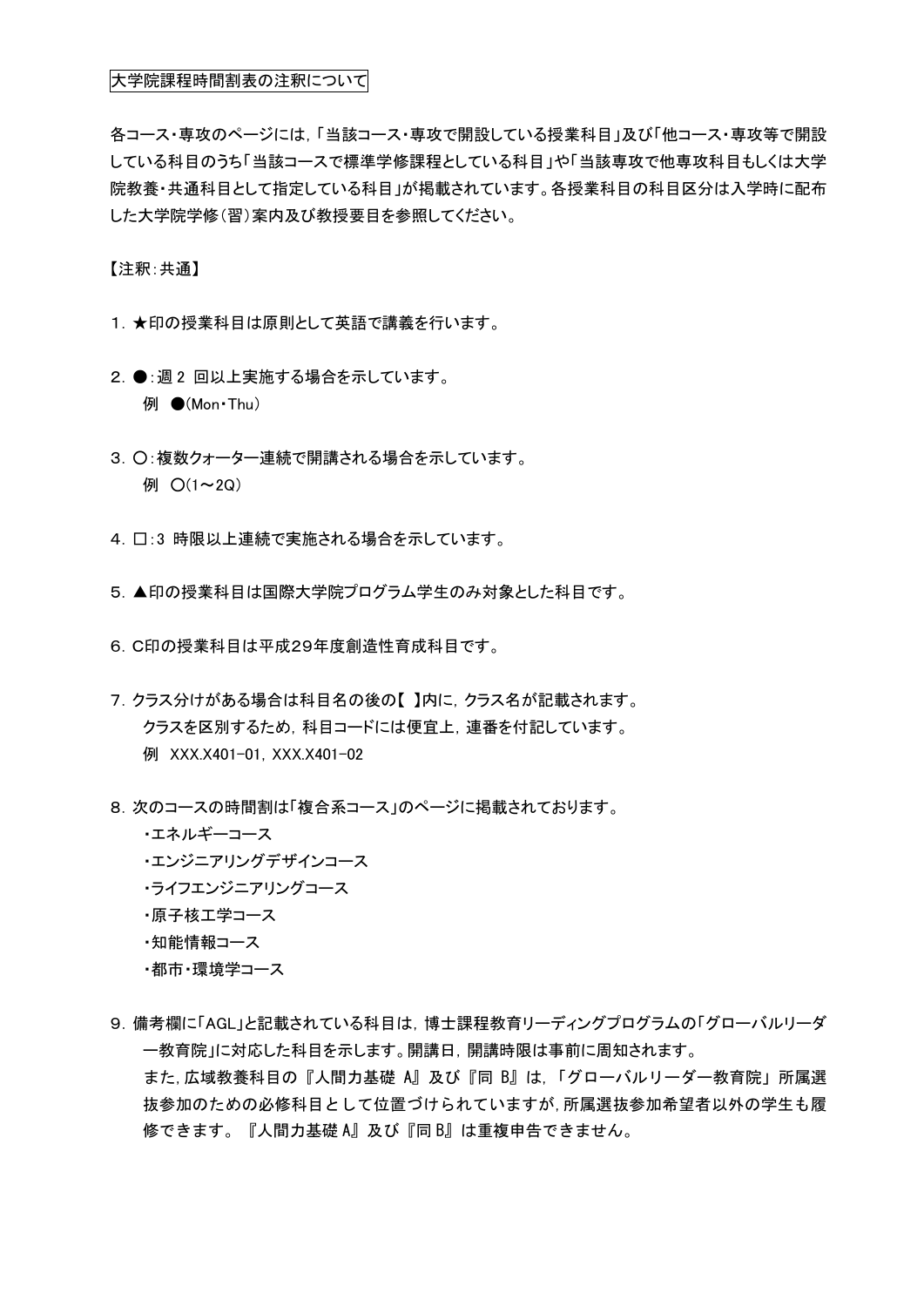# 大学院課程時間割表の注釈について

各コース・専攻のページには，「当該コース・専攻で開設している授業科目」及び「他コース・専攻等で開設している科目のうち「当該コースで標準学修課程としている科目」や「当該専攻で他専攻科目もしくは大学院教養・共通科目として指定している科目」が掲載されています。各授業科目の科目区分は入学時に配布した大学院学修（習）案内及び教授要目を参照してください。

【注釈：共通】

1. ★印の授業科目は原則として英語で講義を行います。

2. ●：週 2 回以上実施する場合を示しています。
   例 ●(Mon・Thu)

3. ○：複数クォーター連続で開講される場合を示しています。
   例 ○(1～2Q)

4. □：3 時限以上連続で実施される場合を示しています。

5. ▲印の授業科目は国際大学院プログラム学生のみ対象とした科目です。

6. C印の授業科目は平成29年度創造性育成科目です。

7. クラス分けがある場合は科目名の後の【 】内に，クラス名が記載されます。
   クラスを区別するため，科目コードには便宜上，連番を付記しています。
   例 XXX.X401-01, XXX.X401-02

8. 次のコースの時間割は「複合系コース」のページに掲載されております。
   - エネルギーコース
   - エンジニアリングデザインコース
   - ライフエンジニアリングコース
   - 原子核工学コース
   - 知能情報コース
   - 都市・環境学コース

9. 備考欄に「AGL」と記載されている科目は，博士課程教育リーディングプログラムの「グローバルリーダー教育院」に対応した科目を示します。開講日，開講時限は事前に周知されます。
   また，広域教養科目の『人間力基礎 A』及び『同 B』は，「グローバルリーダー教育院」所属選抜参加のための必修科目として位置づけられていますが，所属選抜参加希望者以外の学生も履修できます。『人間力基礎 A』及び『同 B』は重複申告できません。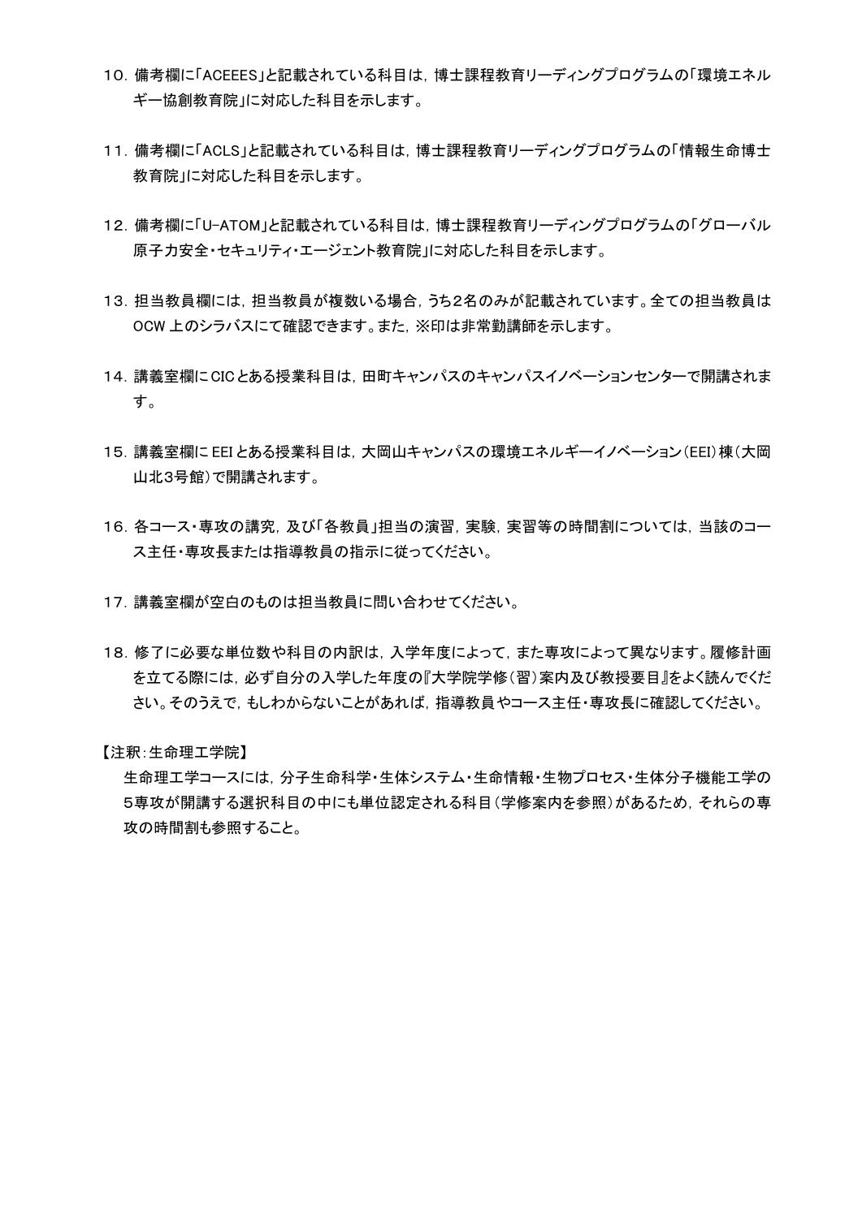10. 備考欄に「ACEEES」と記載されている科目は，博士課程教育リーディングプログラムの「環境エネルギー協創教育院」に対応した科目を示します。

11. 備考欄に「ACLS」と記載されている科目は，博士課程教育リーディングプログラムの「情報生命博士教育院」に対応した科目を示します。

12. 備考欄に「U-ATOM」と記載されている科目は，博士課程教育リーディングプログラムの「グローバル原子力安全・セキュリティ・エージェント教育院」に対応した科目を示します。

13. 担当教員欄には，担当教員が複数いる場合，うち2名のみが記載されています。全ての担当教員は OCW 上のシラバスにて確認できます。また，※印は非常勤講師を示します。

14. 講義室欄に CIC とある授業科目は，田町キャンパスのキャンパスイノベーションセンターで開講されます。

15. 講義室欄に EEI とある授業科目は，大岡山キャンパスの環境エネルギーイノベーション（EEI）棟（大岡山北3号館）で開講されます。

16. 各コース・専攻の講究，及び「各教員」担当の演習，実験，実習等の時間割については，当該のコース主任・専攻長または指導教員の指示に従ってください。

17. 講義室欄が空白のものは担当教員に問い合わせてください。

18. 修了に必要な単位数や科目の内訳は，入学年度によって，また専攻によって異なります。履修計画を立てる際には，必ず自分の入学した年度の『大学院学修（習）案内及び教授要目』をよく読んでください。そのうえで，もしわからないことがあれば，指導教員やコース主任・専攻長に確認してください。

【注釈：生命理工学院】

生命理工学コースには，分子生命科学・生体システム・生命情報・生物プロセス・生体分子機能工学の5専攻が開講する選択科目の中にも単位認定される科目（学修案内を参照）があるため，それらの専攻の時間割も参照すること。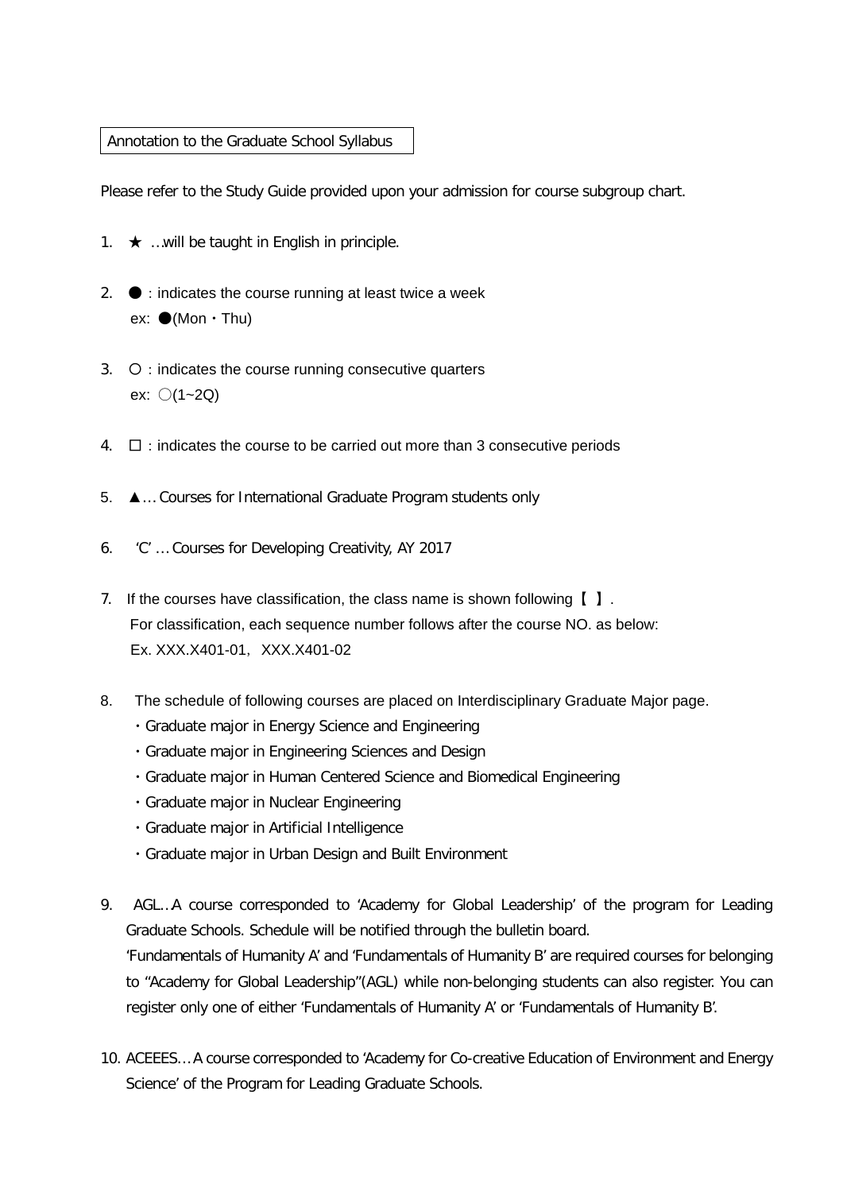Annotation to the Graduate School Syllabus

Please refer to the Study Guide provided upon your admission for course subgroup chart.

1. ★ …will be taught in English in principle.

2. ● : indicates the course running at least twice a week
   ex: ●(Mon・Thu)

3. 〇 : indicates the course running consecutive quarters
   ex: 〇(1~2Q)

4. □ : indicates the course to be carried out more than 3 consecutive periods

5. ▲… Courses for International Graduate Program students only

6. 'C' … Courses for Developing Creativity, AY 2017

7. If the courses have classification, the class name is shown following【 】.
   For classification, each sequence number follows after the course NO. as below:
   Ex. XXX.X401-01, XXX.X401-02

8. The schedule of following courses are placed on Interdisciplinary Graduate Major page.
   - ・Graduate major in Energy Science and Engineering
   - ・Graduate major in Engineering Sciences and Design
   - ・Graduate major in Human Centered Science and Biomedical Engineering
   - ・Graduate major in Nuclear Engineering
   - ・Graduate major in Artificial Intelligence
   - ・Graduate major in Urban Design and Built Environment

9. AGL…A course corresponded to 'Academy for Global Leadership' of the program for Leading Graduate Schools. Schedule will be notified through the bulletin board.
   'Fundamentals of Humanity A' and 'Fundamentals of Humanity B' are required courses for belonging to "Academy for Global Leadership"(AGL) while non-belonging students can also register. You can register only one of either 'Fundamentals of Humanity A' or 'Fundamentals of Humanity B'.

10. ACEEES… A course corresponded to 'Academy for Co-creative Education of Environment and Energy Science' of the Program for Leading Graduate Schools.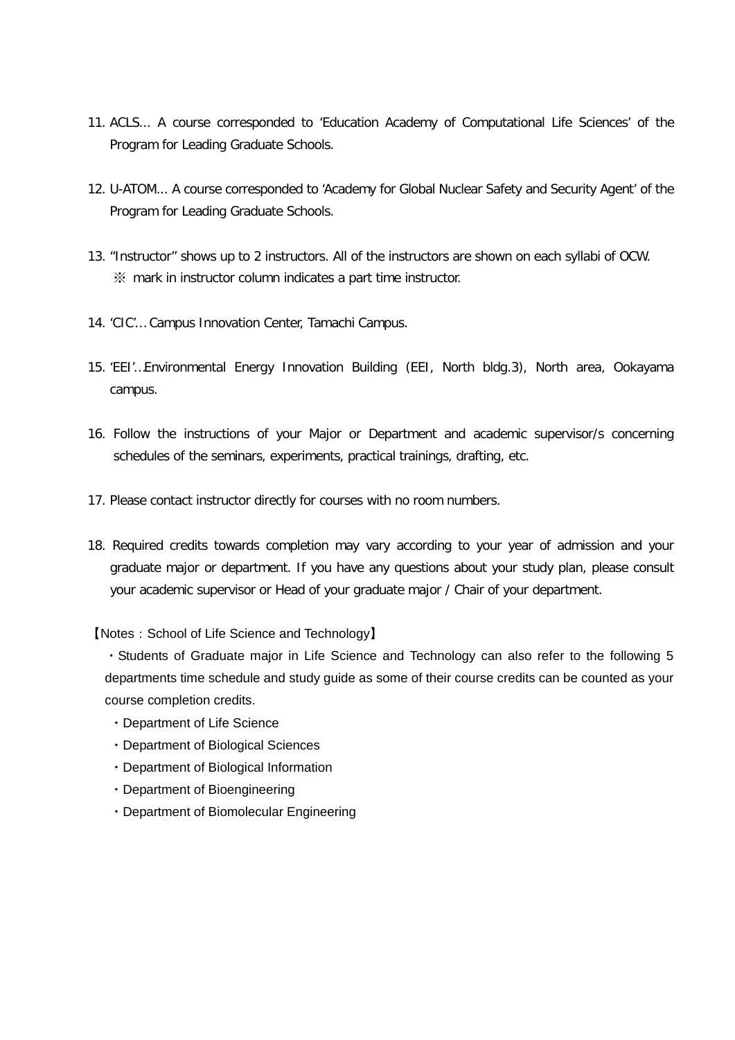11. ACLS… A course corresponded to ‘Education Academy of Computational Life Sciences’ of the Program for Leading Graduate Schools.

12. U-ATOM… A course corresponded to ‘Academy for Global Nuclear Safety and Security Agent’ of the Program for Leading Graduate Schools.

13. “Instructor” shows up to 2 instructors. All of the instructors are shown on each syllabi of OCW.
 ※ mark in instructor column indicates a part time instructor.

14. ‘CIC’… Campus Innovation Center, Tamachi Campus.

15. ‘EEI’… Environmental Energy Innovation Building (EEI, North bldg.3), North area, Ookayama campus.

16. Follow the instructions of your Major or Department and academic supervisor/s concerning schedules of the seminars, experiments, practical trainings, drafting, etc.

17. Please contact instructor directly for courses with no room numbers.

18. Required credits towards completion may vary according to your year of admission and your graduate major or department. If you have any questions about your study plan, please consult your academic supervisor or Head of your graduate major / Chair of your department.

【Notes：School of Life Science and Technology】

・Students of Graduate major in Life Science and Technology can also refer to the following 5 departments time schedule and study guide as some of their course credits can be counted as your course completion credits.

・Department of Life Science
・Department of Biological Sciences
・Department of Biological Information
・Department of Bioengineering
・Department of Biomolecular Engineering